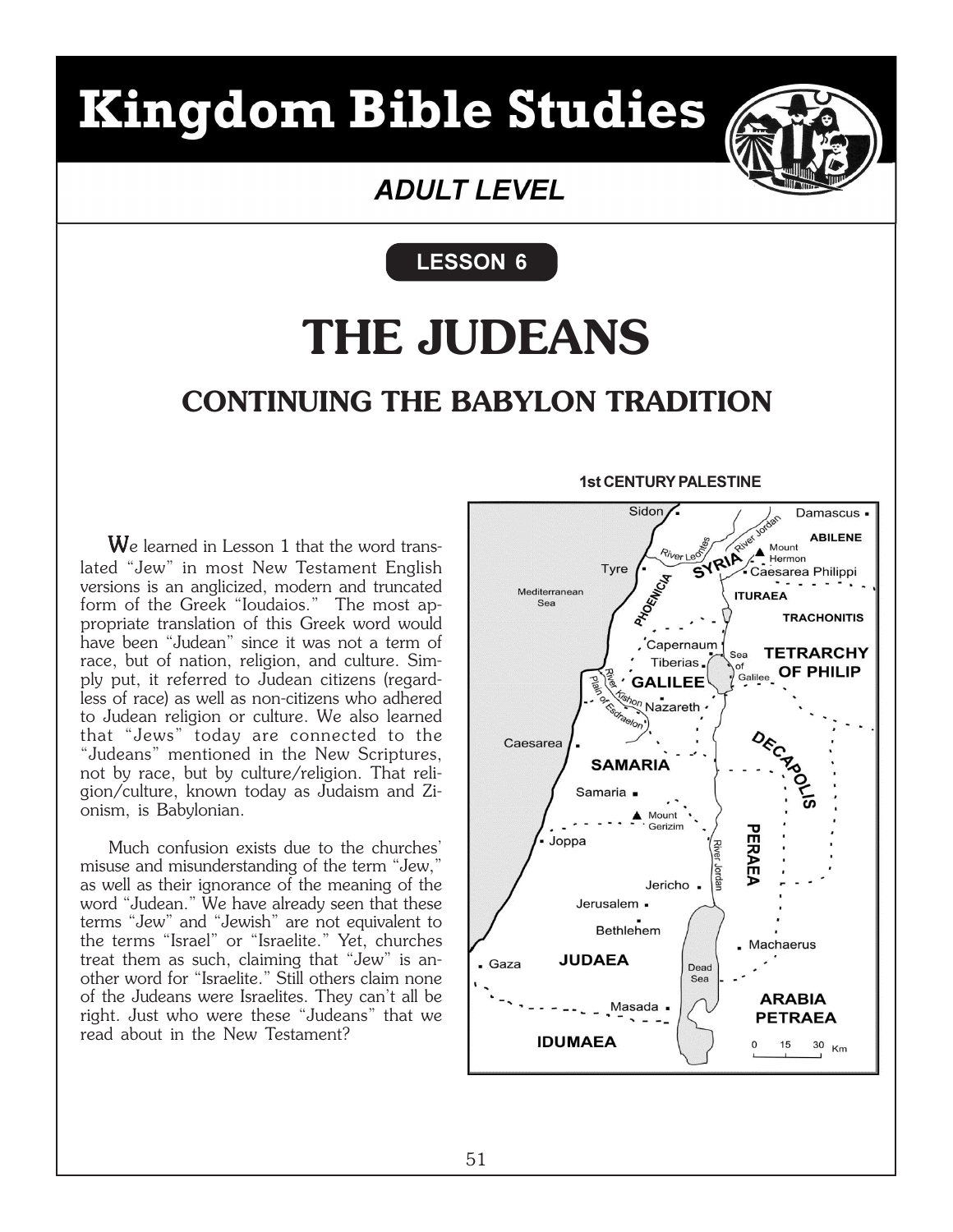# Kingdom Bible Studies

## *ADULT LEVEL*

**LESSON 6**

# THE JUDEANS

## CONTINUING THE BABYLON TRADITION

**1st CENTURY PALESTINE**

We learned in Lesson 1 that the word translated "Jew" in most New Testament English versions is an anglicized, modern and truncated form of the Greek "Ioudaios." The most appropriate translation of this Greek word would have been "Judean" since it was not a term of race, but of nation, religion, and culture. Simply put, it referred to Judean citizens (regardless of race) as well as non-citizens who adhered to Judean religion or culture. We also learned that "Jews" today are connected to the "Judeans" mentioned in the New Scriptures, not by race, but by culture/religion. That religion/culture, known today as Judaism and Zionism, is Babylonian.

Much confusion exists due to the churches' misuse and misunderstanding of the term "Jew," as well as their ignorance of the meaning of the word "Judean." We have already seen that these terms "Jew" and "Jewish" are not equivalent to the terms "Israel" or "Israelite." Yet, churches treat them as such, claiming that "Jew" is another word for "Israelite." Still others claim none of the Judeans were Israelites. They can't all be right. Just who were these "Judeans" that we read about in the New Testament?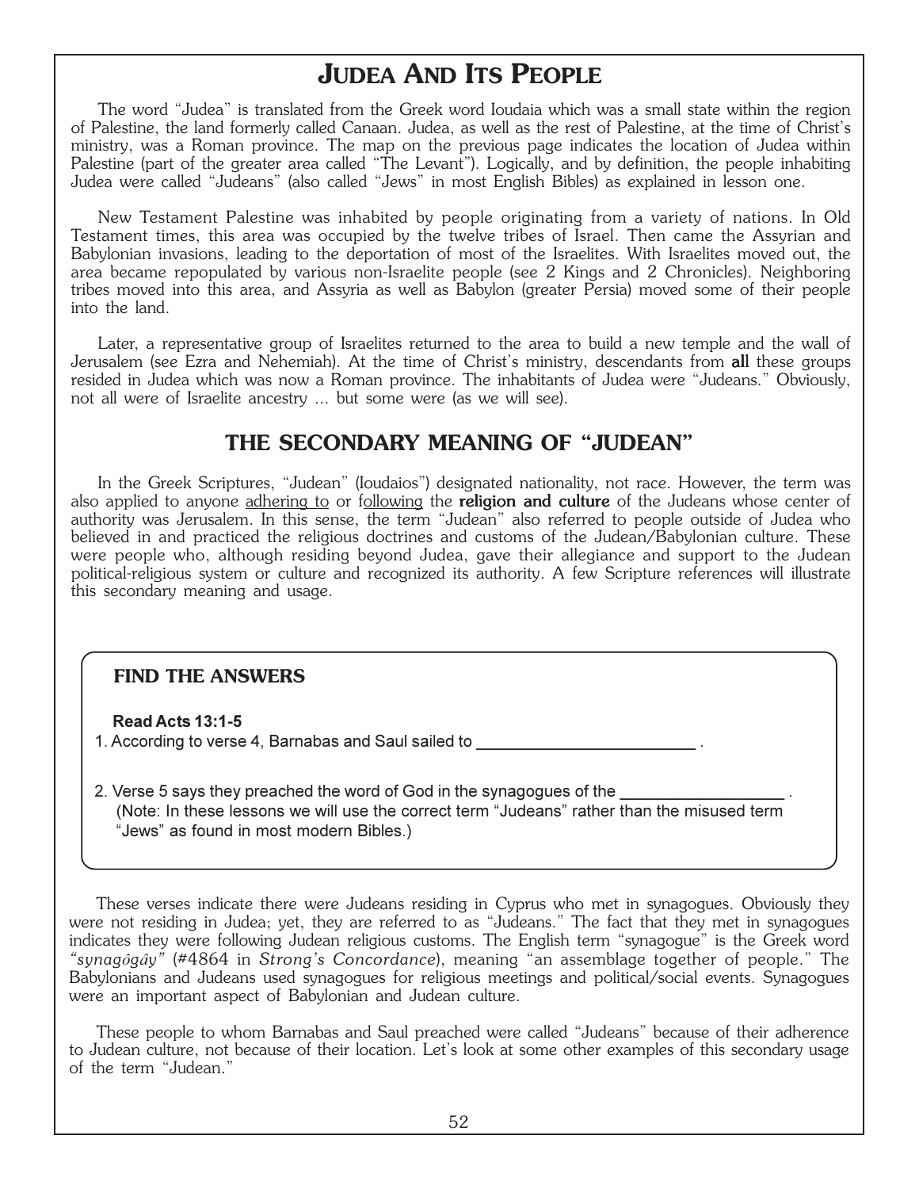# JUDEA AND ITS PEOPLE

The word "Judea" is translated from the Greek word Ioudaia which was a small state within the region of Palestine, the land formerly called Canaan. Judea, as well as the rest of Palestine, at the time of Christ's ministry, was a Roman province. The map on the previous page indicates the location of Judea within Palestine (part of the greater area called "The Levant"). Logically, and by definition, the people inhabiting Judea were called "Judeans" (also called "Jews" in most English Bibles) as explained in lesson one.

New Testament Palestine was inhabited by people originating from a variety of nations. In Old Testament times, this area was occupied by the twelve tribes of Israel. Then came the Assyrian and Babylonian invasions, leading to the deportation of most of the Israelites. With Israelites moved out, the area became repopulated by various non-Israelite people (see 2 Kings and 2 Chronicles). Neighboring tribes moved into this area, and Assyria as well as Babylon (greater Persia) moved some of their people into the land.

Later, a representative group of Israelites returned to the area to build a new temple and the wall of Jerusalem (see Ezra and Nehemiah). At the time of Christ's ministry, descendants from **all** these groups resided in Judea which was now a Roman province. The inhabitants of Judea were "Judeans." Obviously, not all were of Israelite ancestry ... but some were (as we will see).

## THE SECONDARY MEANING OF "JUDEAN"

In the Greek Scriptures, "Judean" (Ioudaios") designated nationality, not race. However, the term was also applied to anyone <u>adhering to</u> or <u>following</u> the **religion and culture** of the Judeans whose center of authority was Jerusalem. In this sense, the term "Judean" also referred to people outside of Judea who believed in and practiced the religious doctrines and customs of the Judean/Babylonian culture. These were people who, although residing beyond Judea, gave their allegiance and support to the Judean political-religious system or culture and recognized its authority. A few Scripture references will illustrate this secondary meaning and usage.

### FIND THE ANSWERS

**Read Acts 13:1-5**

1. According to verse 4, Barnabas and Saul sailed to ______________________ .

2. Verse 5 says they preached the word of God in the synagogues of the ________________ .
   (Note: In these lessons we will use the correct term "Judeans" rather than the misused term "Jews" as found in most modern Bibles.)

These verses indicate there were Judeans residing in Cyprus who met in synagogues. Obviously they were not residing in Judea; yet, they are referred to as "Judeans." The fact that they met in synagogues indicates they were following Judean religious customs. The English term "synagogue" is the Greek word *"synagôgáy"* (#4864 in *Strong's Concordance*), meaning "an assemblage together of people." The Babylonians and Judeans used synagogues for religious meetings and political/social events. Synagogues were an important aspect of Babylonian and Judean culture.

These people to whom Barnabas and Saul preached were called "Judeans" because of their adherence to Judean culture, not because of their location. Let's look at some other examples of this secondary usage of the term "Judean."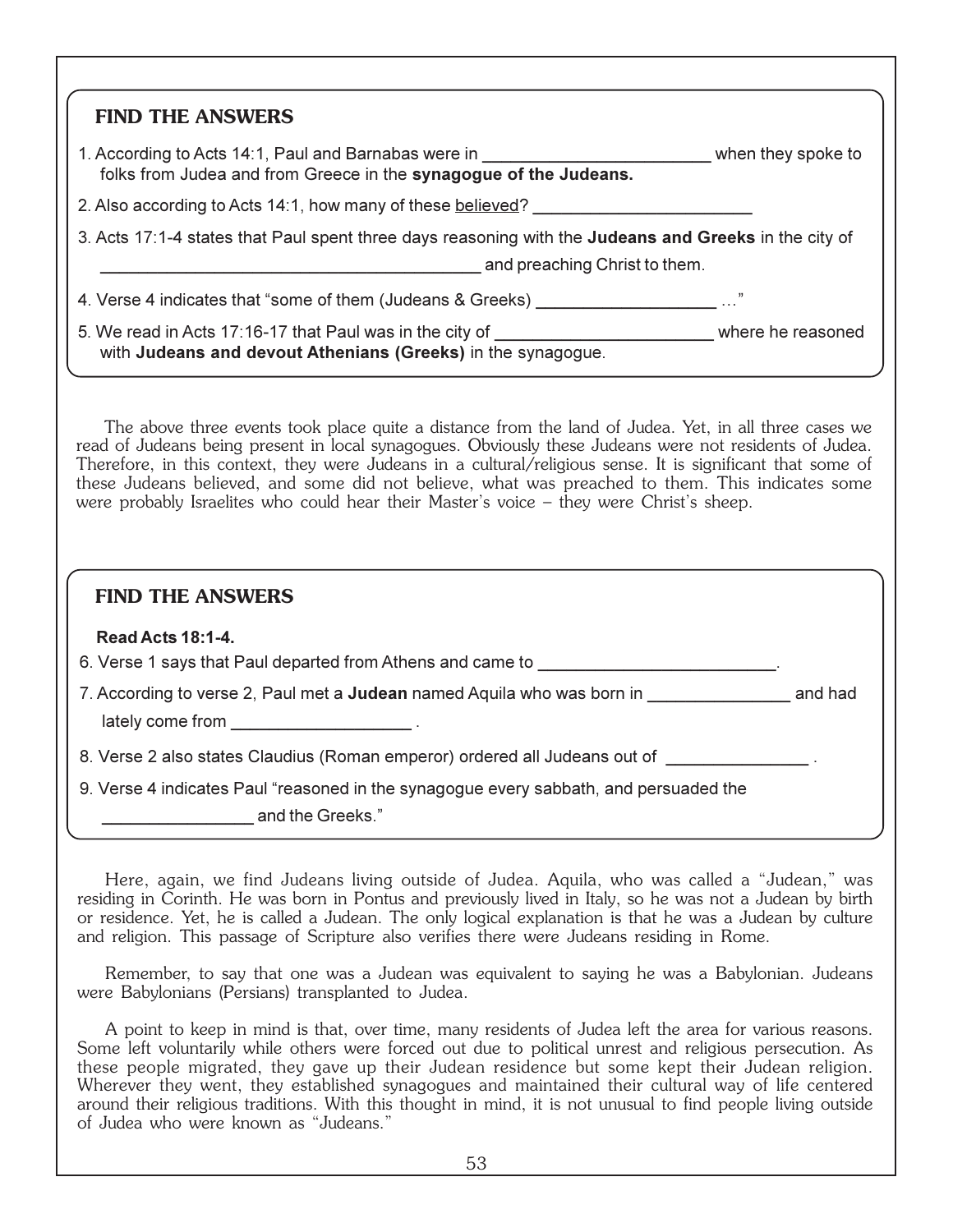## FIND THE ANSWERS

1. According to Acts 14:1, Paul and Barnabas were in ________________________ when they spoke to folks from Judea and from Greece in the **synagogue of the Judeans.**
2. Also according to Acts 14:1, how many of these <u>believed</u>? ______________________
3. Acts 17:1-4 states that Paul spent three days reasoning with the **Judeans and Greeks** in the city of ________________________________________ and preaching Christ to them.
4. Verse 4 indicates that "some of them (Judeans & Greeks) __________________ …"
5. We read in Acts 17:16-17 that Paul was in the city of ______________________ where he reasoned with **Judeans and devout Athenians (Greeks)** in the synagogue.

The above three events took place quite a distance from the land of Judea. Yet, in all three cases we read of Judeans being present in local synagogues. Obviously these Judeans were not residents of Judea. Therefore, in this context, they were Judeans in a cultural/religious sense. It is significant that some of these Judeans believed, and some did not believe, what was preached to them. This indicates some were probably Israelites who could hear their Master's voice – they were Christ's sheep.

## FIND THE ANSWERS

**Read Acts 18:1-4.**

6. Verse 1 says that Paul departed from Athens and came to ________________________.
7. According to verse 2, Paul met a **Judean** named Aquila who was born in ______________ and had lately come from __________________ .
8. Verse 2 also states Claudius (Roman emperor) ordered all Judeans out of ______________ .
9. Verse 4 indicates Paul "reasoned in the synagogue every sabbath, and persuaded the _______________ and the Greeks."

Here, again, we find Judeans living outside of Judea. Aquila, who was called a "Judean," was residing in Corinth. He was born in Pontus and previously lived in Italy, so he was not a Judean by birth or residence. Yet, he is called a Judean. The only logical explanation is that he was a Judean by culture and religion. This passage of Scripture also verifies there were Judeans residing in Rome.

Remember, to say that one was a Judean was equivalent to saying he was a Babylonian. Judeans were Babylonians (Persians) transplanted to Judea.

A point to keep in mind is that, over time, many residents of Judea left the area for various reasons. Some left voluntarily while others were forced out due to political unrest and religious persecution. As these people migrated, they gave up their Judean residence but some kept their Judean religion. Wherever they went, they established synagogues and maintained their cultural way of life centered around their religious traditions. With this thought in mind, it is not unusual to find people living outside of Judea who were known as "Judeans."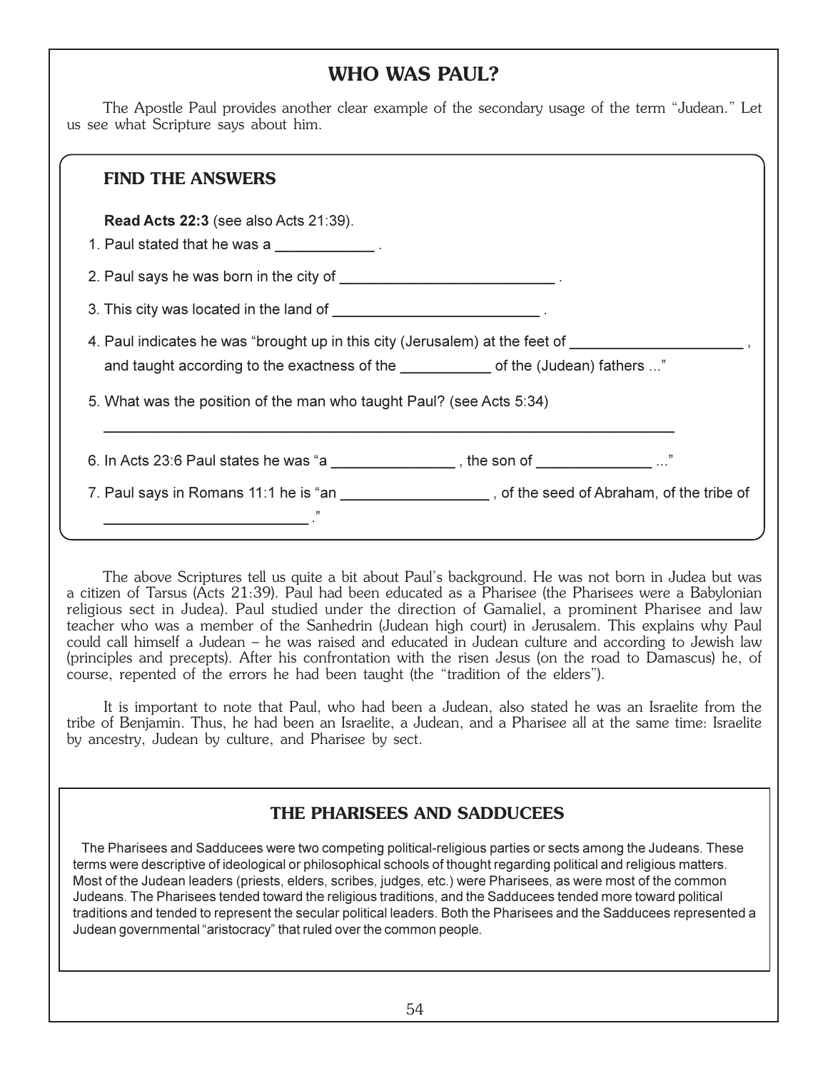# WHO WAS PAUL?

The Apostle Paul provides another clear example of the secondary usage of the term "Judean." Let us see what Scripture says about him.

## FIND THE ANSWERS

**Read Acts 22:3** (see also Acts 21:39).

1. Paul stated that he was a ____________ .
2. Paul says he was born in the city of __________________________ .
3. This city was located in the land of _________________________ .
4. Paul indicates he was "brought up in this city (Jerusalem) at the feet of _____________________ , and taught according to the exactness of the ___________ of the (Judean) fathers ..."
5. What was the position of the man who taught Paul? (see Acts 5:34)

   ______________________________________________________________________
6. In Acts 23:6 Paul states he was "a _______________ , the son of ______________ ..."
7. Paul says in Romans 11:1 he is "an __________________ , of the seed of Abraham, of the tribe of _________________________ ."

The above Scriptures tell us quite a bit about Paul's background. He was not born in Judea but was a citizen of Tarsus (Acts 21:39). Paul had been educated as a Pharisee (the Pharisees were a Babylonian religious sect in Judea). Paul studied under the direction of Gamaliel, a prominent Pharisee and law teacher who was a member of the Sanhedrin (Judean high court) in Jerusalem. This explains why Paul could call himself a Judean – he was raised and educated in Judean culture and according to Jewish law (principles and precepts). After his confrontation with the risen Jesus (on the road to Damascus) he, of course, repented of the errors he had been taught (the "tradition of the elders").

It is important to note that Paul, who had been a Judean, also stated he was an Israelite from the tribe of Benjamin. Thus, he had been an Israelite, a Judean, and a Pharisee all at the same time: Israelite by ancestry, Judean by culture, and Pharisee by sect.

## THE PHARISEES AND SADDUCEES

The Pharisees and Sadducees were two competing political-religious parties or sects among the Judeans. These terms were descriptive of ideological or philosophical schools of thought regarding political and religious matters. Most of the Judean leaders (priests, elders, scribes, judges, etc.) were Pharisees, as were most of the common Judeans. The Pharisees tended toward the religious traditions, and the Sadducees tended more toward political traditions and tended to represent the secular political leaders. Both the Pharisees and the Sadducees represented a Judean governmental "aristocracy" that ruled over the common people.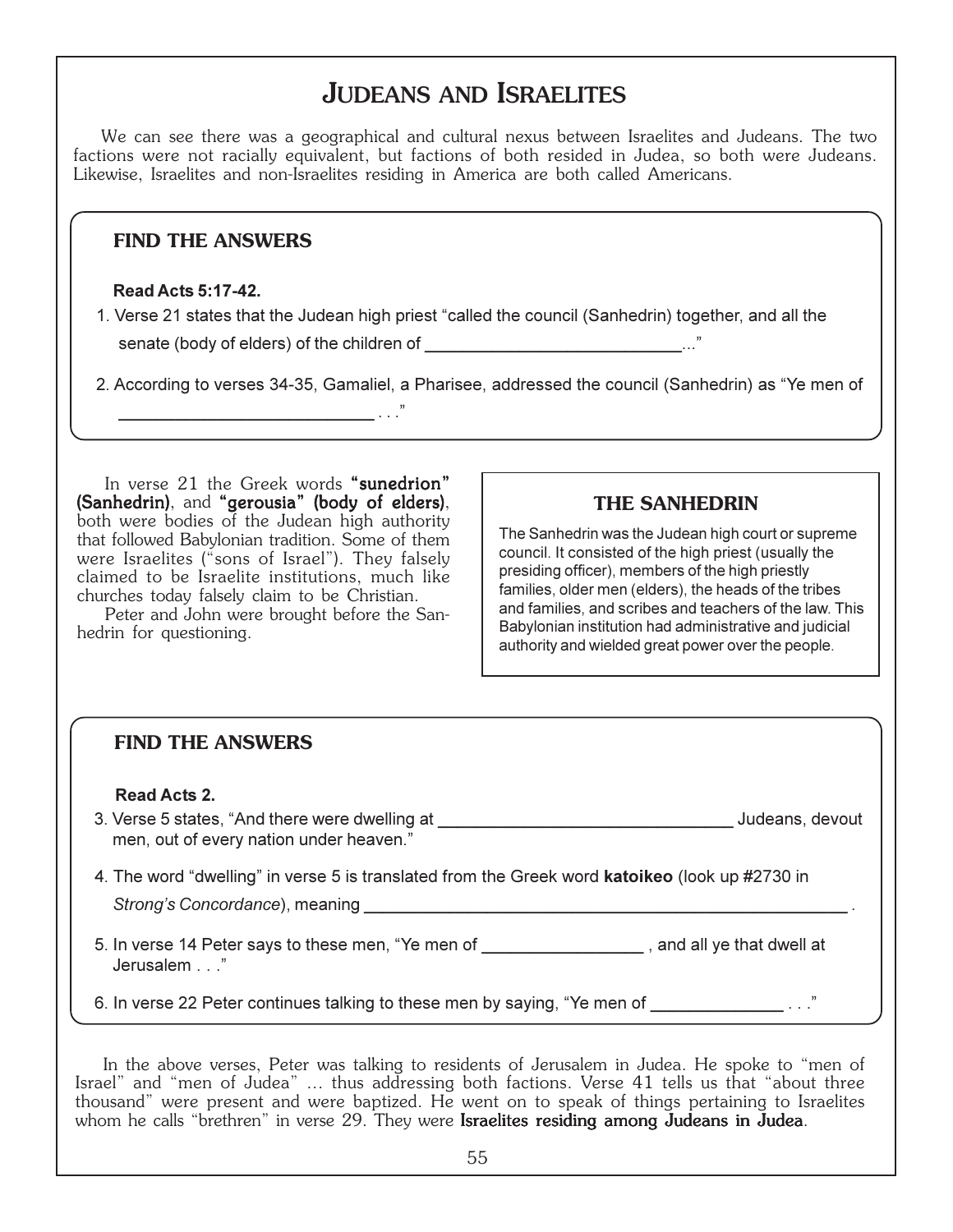# Judeans and Israelites

We can see there was a geographical and cultural nexus between Israelites and Judeans. The two factions were not racially equivalent, but factions of both resided in Judea, so both were Judeans. Likewise, Israelites and non-Israelites residing in America are both called Americans.

### FIND THE ANSWERS

**Read Acts 5:17-42.**

1. Verse 21 states that the Judean high priest "called the council (Sanhedrin) together, and all the senate (body of elders) of the children of ____________________________..."

2. According to verses 34-35, Gamaliel, a Pharisee, addressed the council (Sanhedrin) as "Ye men of ____________________________ . . ."

In verse 21 the Greek words **"sunedrion" (Sanhedrin)**, and **"gerousia" (body of elders)**, both were bodies of the Judean high authority that followed Babylonian tradition. Some of them were Israelites ("sons of Israel"). They falsely claimed to be Israelite institutions, much like churches today falsely claim to be Christian.

Peter and John were brought before the Sanhedrin for questioning.

### THE SANHEDRIN

The Sanhedrin was the Judean high court or supreme council. It consisted of the high priest (usually the presiding officer), members of the high priestly families, older men (elders), the heads of the tribes and families, and scribes and teachers of the law. This Babylonian institution had administrative and judicial authority and wielded great power over the people.

### FIND THE ANSWERS

**Read Acts 2.**

3. Verse 5 states, "And there were dwelling at ________________________________ Judeans, devout men, out of every nation under heaven."

4. The word "dwelling" in verse 5 is translated from the Greek word **katoikeo** (look up #2730 in *Strong's Concordance*), meaning ________________________________________________________ .

5. In verse 14 Peter says to these men, "Ye men of _________________ , and all ye that dwell at Jerusalem . . ."

6. In verse 22 Peter continues talking to these men by saying, "Ye men of ______________ . . ."

In the above verses, Peter was talking to residents of Jerusalem in Judea. He spoke to "men of Israel" and "men of Judea" … thus addressing both factions. Verse 41 tells us that "about three thousand" were present and were baptized. He went on to speak of things pertaining to Israelites whom he calls "brethren" in verse 29. They were **Israelites residing among Judeans in Judea**.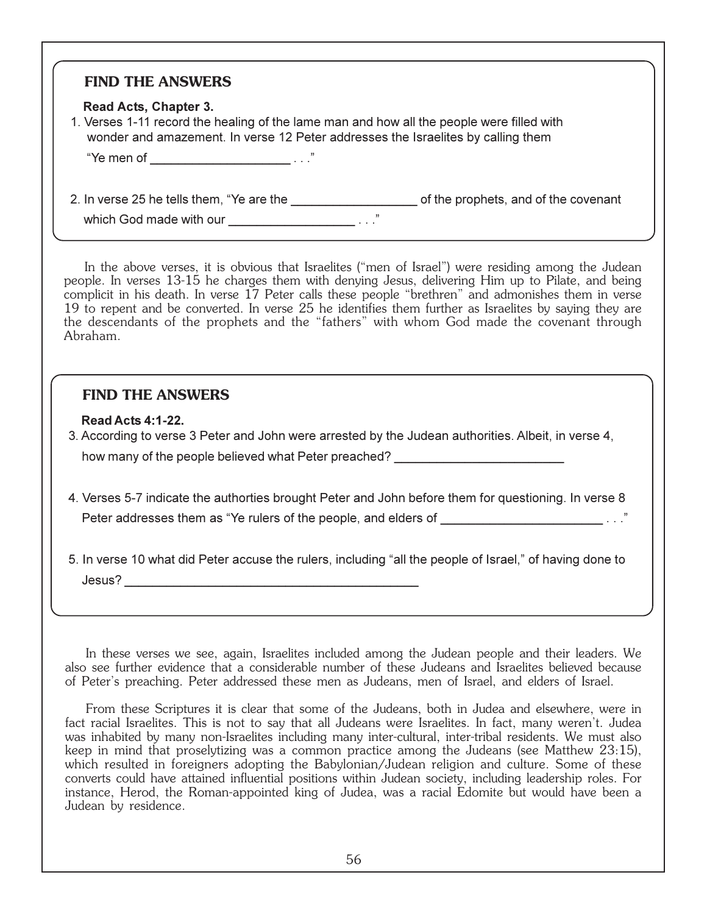## FIND THE ANSWERS

**Read Acts, Chapter 3.**

1. Verses 1-11 record the healing of the lame man and how all the people were filled with wonder and amazement. In verse 12 Peter addresses the Israelites by calling them

   "Ye men of ____________________ . . ."

2. In verse 25 he tells them, "Ye are the __________________ of the prophets, and of the covenant which God made with our __________________ . . ."

In the above verses, it is obvious that Israelites ("men of Israel") were residing among the Judean people. In verses 13-15 he charges them with denying Jesus, delivering Him up to Pilate, and being complicit in his death. In verse 17 Peter calls these people "brethren" and admonishes them in verse 19 to repent and be converted. In verse 25 he identifies them further as Israelites by saying they are the descendants of the prophets and the "fathers" with whom God made the covenant through Abraham.

## FIND THE ANSWERS

**Read Acts 4:1-22.**

3. According to verse 3 Peter and John were arrested by the Judean authorities. Albeit, in verse 4, how many of the people believed what Peter preached? _________________________

4. Verses 5-7 indicate the authorities brought Peter and John before them for questioning. In verse 8 Peter addresses them as "Ye rulers of the people, and elders of ________________________ . . ."

5. In verse 10 what did Peter accuse the rulers, including "all the people of Israel," of having done to Jesus? ____________________________________________

In these verses we see, again, Israelites included among the Judean people and their leaders. We also see further evidence that a considerable number of these Judeans and Israelites believed because of Peter's preaching. Peter addressed these men as Judeans, men of Israel, and elders of Israel.

From these Scriptures it is clear that some of the Judeans, both in Judea and elsewhere, were in fact racial Israelites. This is not to say that all Judeans were Israelites. In fact, many weren't. Judea was inhabited by many non-Israelites including many inter-cultural, inter-tribal residents. We must also keep in mind that proselytizing was a common practice among the Judeans (see Matthew 23:15), which resulted in foreigners adopting the Babylonian/Judean religion and culture. Some of these converts could have attained influential positions within Judean society, including leadership roles. For instance, Herod, the Roman-appointed king of Judea, was a racial Edomite but would have been a Judean by residence.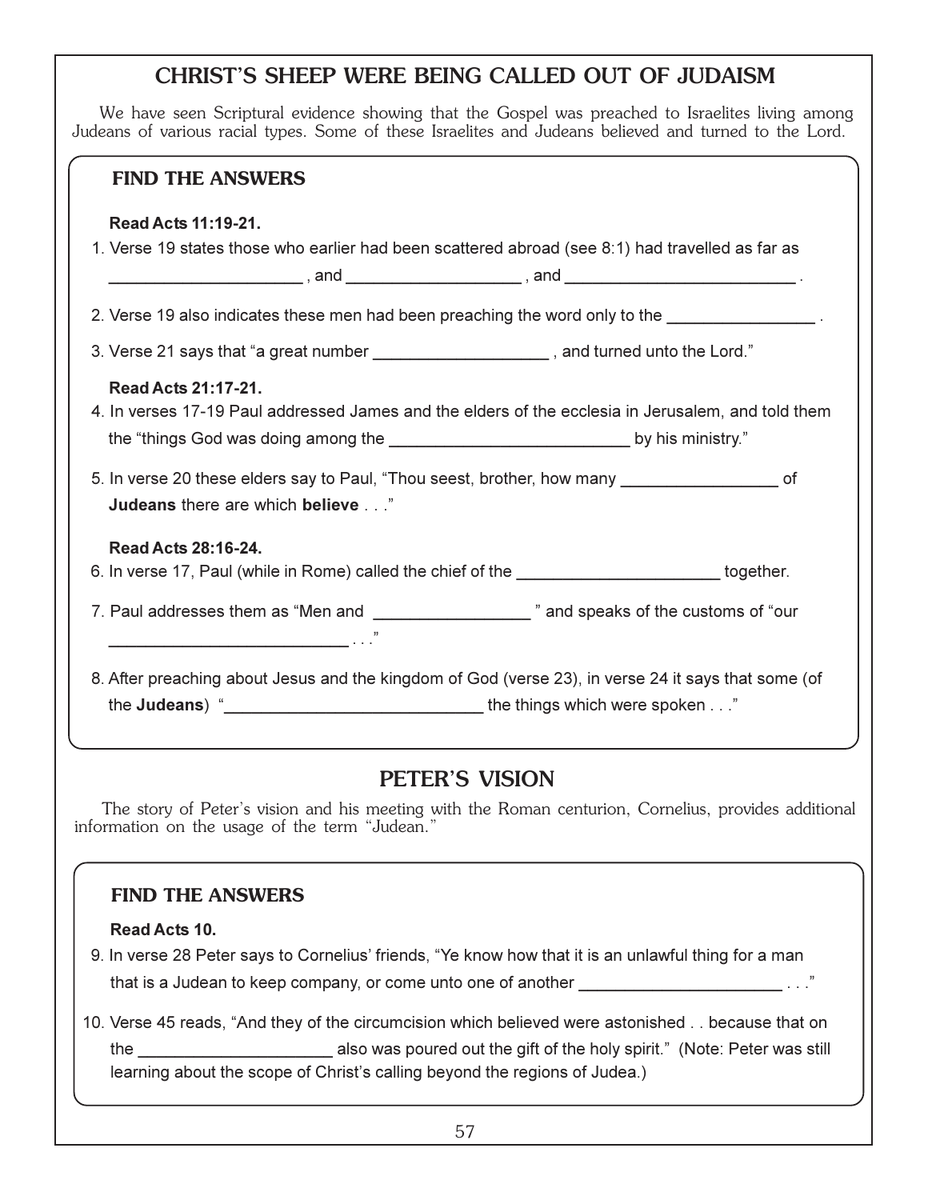## CHRIST'S SHEEP WERE BEING CALLED OUT OF JUDAISM

We have seen Scriptural evidence showing that the Gospel was preached to Israelites living among Judeans of various racial types. Some of these Israelites and Judeans believed and turned to the Lord.

### FIND THE ANSWERS

**Read Acts 11:19-21.**

1. Verse 19 states those who earlier had been scattered abroad (see 8:1) had travelled as far as ____________________ , and __________________ , and ________________________ .
2. Verse 19 also indicates these men had been preaching the word only to the _______________ .
3. Verse 21 says that "a great number __________________ , and turned unto the Lord."

**Read Acts 21:17-21.**

4. In verses 17-19 Paul addressed James and the elders of the ecclesia in Jerusalem, and told them the "things God was doing among the ________________________ by his ministry."
5. In verse 20 these elders say to Paul, "Thou seest, brother, how many ________________ of **Judeans** there are which **believe** . . ."

**Read Acts 28:16-24.**

6. In verse 17, Paul (while in Rome) called the chief of the _____________________ together.
7. Paul addresses them as "Men and ________________ " and speaks of the customs of "our ________________________ . . ."
8. After preaching about Jesus and the kingdom of God (verse 23), in verse 24 it says that some (of the **Judeans**) "__________________________ the things which were spoken . . ."

## PETER'S VISION

The story of Peter's vision and his meeting with the Roman centurion, Cornelius, provides additional information on the usage of the term "Judean."

### FIND THE ANSWERS

**Read Acts 10.**

9. In verse 28 Peter says to Cornelius' friends, "Ye know how that it is an unlawful thing for a man that is a Judean to keep company, or come unto one of another _____________________ . . ."
10. Verse 45 reads, "And they of the circumcision which believed were astonished . . because that on the ____________________ also was poured out the gift of the holy spirit." (Note: Peter was still learning about the scope of Christ's calling beyond the regions of Judea.)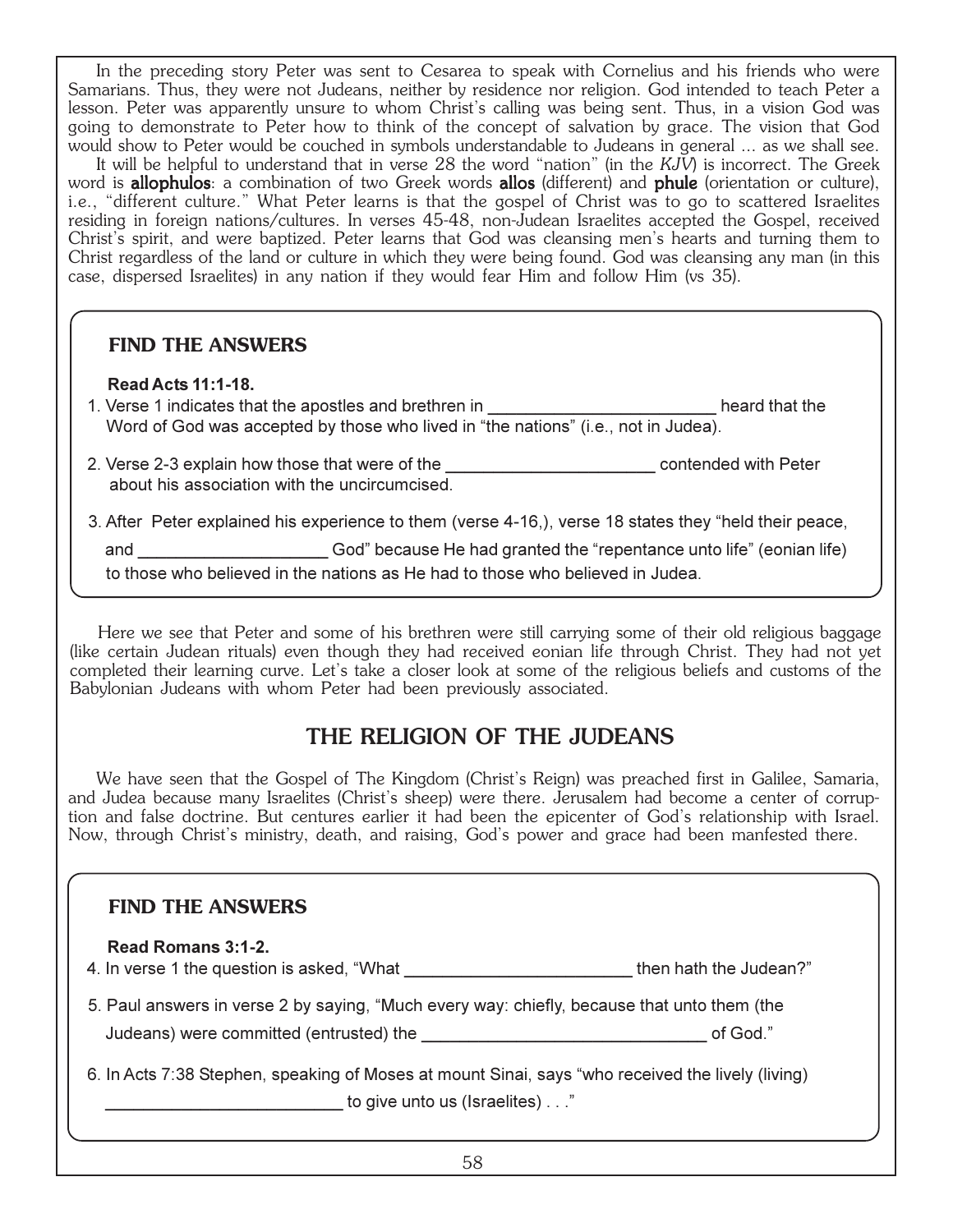In the preceding story Peter was sent to Cesarea to speak with Cornelius and his friends who were Samarians. Thus, they were not Judeans, neither by residence nor religion. God intended to teach Peter a lesson. Peter was apparently unsure to whom Christ's calling was being sent. Thus, in a vision God was going to demonstrate to Peter how to think of the concept of salvation by grace. The vision that God would show to Peter would be couched in symbols understandable to Judeans in general ... as we shall see.

It will be helpful to understand that in verse 28 the word "nation" (in the *KJV*) is incorrect. The Greek word is **allophulos**: a combination of two Greek words **allos** (different) and **phule** (orientation or culture), i.e., "different culture." What Peter learns is that the gospel of Christ was to go to scattered Israelites residing in foreign nations/cultures. In verses 45-48, non-Judean Israelites accepted the Gospel, received Christ's spirit, and were baptized. Peter learns that God was cleansing men's hearts and turning them to Christ regardless of the land or culture in which they were being found. God was cleansing any man (in this case, dispersed Israelites) in any nation if they would fear Him and follow Him (vs 35).

### FIND THE ANSWERS

**Read Acts 11:1-18.**

1. Verse 1 indicates that the apostles and brethren in ________________________ heard that the Word of God was accepted by those who lived in "the nations" (i.e., not in Judea).
2. Verse 2-3 explain how those that were of the ______________________ contended with Peter about his association with the uncircumcised.
3. After Peter explained his experience to them (verse 4-16,), verse 18 states they "held their peace, and ____________________ God" because He had granted the "repentance unto life" (eonian life) to those who believed in the nations as He had to those who believed in Judea.

Here we see that Peter and some of his brethren were still carrying some of their old religious baggage (like certain Judean rituals) even though they had received eonian life through Christ. They had not yet completed their learning curve. Let's take a closer look at some of the religious beliefs and customs of the Babylonian Judeans with whom Peter had been previously associated.

## THE RELIGION OF THE JUDEANS

We have seen that the Gospel of The Kingdom (Christ's Reign) was preached first in Galilee, Samaria, and Judea because many Israelites (Christ's sheep) were there. Jerusalem had become a center of corruption and false doctrine. But centures earlier it had been the epicenter of God's relationship with Israel. Now, through Christ's ministry, death, and raising, God's power and grace had been manfested there.

### FIND THE ANSWERS

**Read Romans 3:1-2.**

4. In verse 1 the question is asked, "What ________________________ then hath the Judean?"
5. Paul answers in verse 2 by saying, "Much every way: chiefly, because that unto them (the Judeans) were committed (entrusted) the ______________________________ of God."
6. In Acts 7:38 Stephen, speaking of Moses at mount Sinai, says "who received the lively (living) ________________________ to give unto us (Israelites) . . ."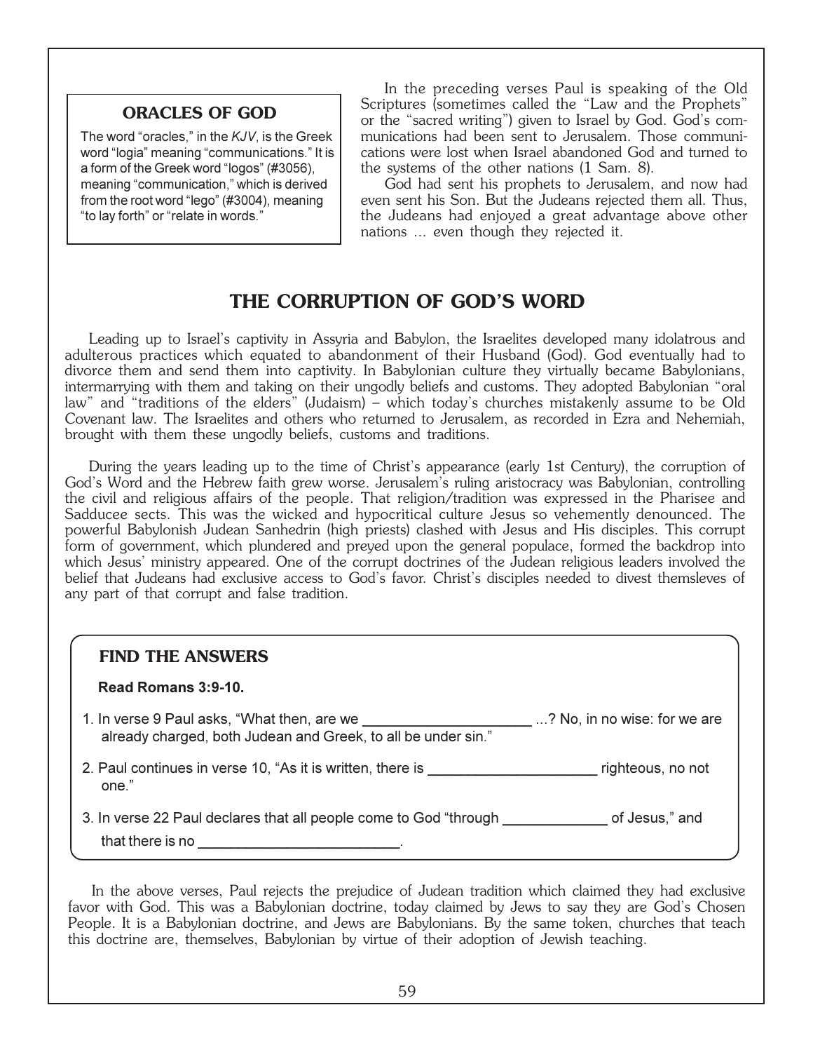### ORACLES OF GOD

The word "oracles," in the *KJV*, is the Greek word "logia" meaning "communications." It is a form of the Greek word "logos" (#3056), meaning "communication," which is derived from the root word "lego" (#3004), meaning "to lay forth" or "relate in words."

In the preceding verses Paul is speaking of the Old Scriptures (sometimes called the "Law and the Prophets" or the "sacred writing") given to Israel by God. God's communications had been sent to Jerusalem. Those communications were lost when Israel abandoned God and turned to the systems of the other nations (1 Sam. 8).

God had sent his prophets to Jerusalem, and now had even sent his Son. But the Judeans rejected them all. Thus, the Judeans had enjoyed a great advantage above other nations ... even though they rejected it.

## THE CORRUPTION OF GOD'S WORD

Leading up to Israel's captivity in Assyria and Babylon, the Israelites developed many idolatrous and adulterous practices which equated to abandonment of their Husband (God). God eventually had to divorce them and send them into captivity. In Babylonian culture they virtually became Babylonians, intermarrying with them and taking on their ungodly beliefs and customs. They adopted Babylonian "oral law" and "traditions of the elders" (Judaism) – which today's churches mistakenly assume to be Old Covenant law. The Israelites and others who returned to Jerusalem, as recorded in Ezra and Nehemiah, brought with them these ungodly beliefs, customs and traditions.

During the years leading up to the time of Christ's appearance (early 1st Century), the corruption of God's Word and the Hebrew faith grew worse. Jerusalem's ruling aristocracy was Babylonian, controlling the civil and religious affairs of the people. That religion/tradition was expressed in the Pharisee and Sadducee sects. This was the wicked and hypocritical culture Jesus so vehemently denounced. The powerful Babylonish Judean Sanhedrin (high priests) clashed with Jesus and His disciples. This corrupt form of government, which plundered and preyed upon the general populace, formed the backdrop into which Jesus' ministry appeared. One of the corrupt doctrines of the Judean religious leaders involved the belief that Judeans had exclusive access to God's favor. Christ's disciples needed to divest themsleves of any part of that corrupt and false tradition.

### FIND THE ANSWERS

**Read Romans 3:9-10.**

1. In verse 9 Paul asks, "What then, are we ____________________ ...? No, in no wise: for we are already charged, both Judean and Greek, to all be under sin."
2. Paul continues in verse 10, "As it is written, there is ____________________ righteous, no not one."
3. In verse 22 Paul declares that all people come to God "through ____________ of Jesus," and that there is no ________________________.

In the above verses, Paul rejects the prejudice of Judean tradition which claimed they had exclusive favor with God. This was a Babylonian doctrine, today claimed by Jews to say they are God's Chosen People. It is a Babylonian doctrine, and Jews are Babylonians. By the same token, churches that teach this doctrine are, themselves, Babylonian by virtue of their adoption of Jewish teaching.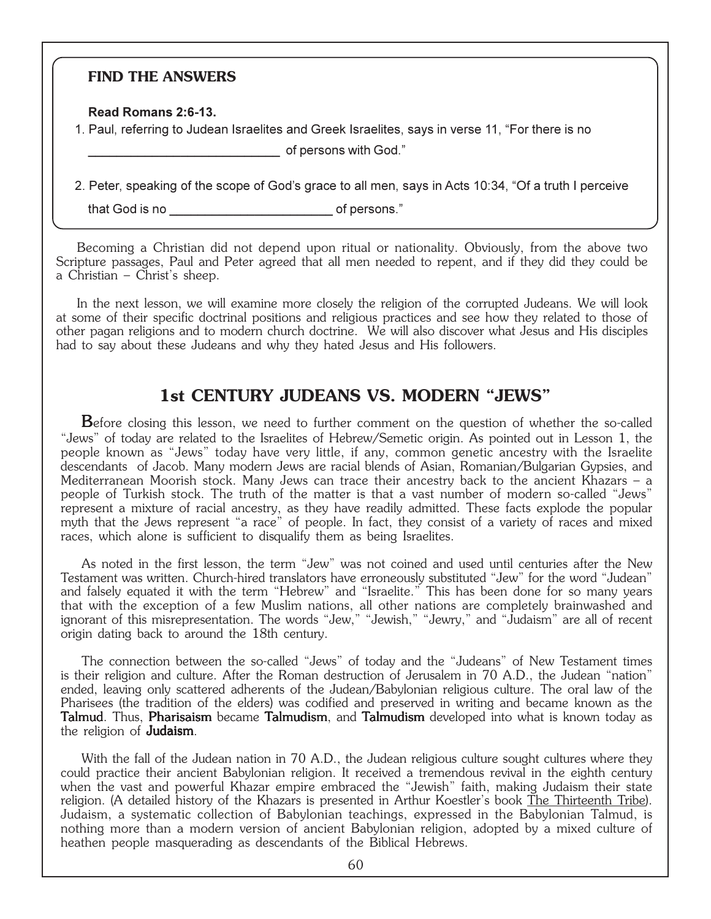**FIND THE ANSWERS**

**Read Romans 2:6-13.**

1. Paul, referring to Judean Israelites and Greek Israelites, says in verse 11, "For there is no ___________________________ of persons with God."

2. Peter, speaking of the scope of God's grace to all men, says in Acts 10:34, "Of a truth I perceive that God is no _______________________ of persons."

Becoming a Christian did not depend upon ritual or nationality. Obviously, from the above two Scripture passages, Paul and Peter agreed that all men needed to repent, and if they did they could be a Christian – Christ's sheep.

In the next lesson, we will examine more closely the religion of the corrupted Judeans. We will look at some of their specific doctrinal positions and religious practices and see how they related to those of other pagan religions and to modern church doctrine. We will also discover what Jesus and His disciples had to say about these Judeans and why they hated Jesus and His followers.

## 1st CENTURY JUDEANS VS. MODERN "JEWS"

Before closing this lesson, we need to further comment on the question of whether the so-called "Jews" of today are related to the Israelites of Hebrew/Semetic origin. As pointed out in Lesson 1, the people known as "Jews" today have very little, if any, common genetic ancestry with the Israelite descendants of Jacob. Many modern Jews are racial blends of Asian, Romanian/Bulgarian Gypsies, and Mediterranean Moorish stock. Many Jews can trace their ancestry back to the ancient Khazars – a people of Turkish stock. The truth of the matter is that a vast number of modern so-called "Jews" represent a mixture of racial ancestry, as they have readily admitted. These facts explode the popular myth that the Jews represent "a race" of people. In fact, they consist of a variety of races and mixed races, which alone is sufficient to disqualify them as being Israelites.

As noted in the first lesson, the term "Jew" was not coined and used until centuries after the New Testament was written. Church-hired translators have erroneously substituted "Jew" for the word "Judean" and falsely equated it with the term "Hebrew" and "Israelite." This has been done for so many years that with the exception of a few Muslim nations, all other nations are completely brainwashed and ignorant of this misrepresentation. The words "Jew," "Jewish," "Jewry," and "Judaism" are all of recent origin dating back to around the 18th century.

The connection between the so-called "Jews" of today and the "Judeans" of New Testament times is their religion and culture. After the Roman destruction of Jerusalem in 70 A.D., the Judean "nation" ended, leaving only scattered adherents of the Judean/Babylonian religious culture. The oral law of the Pharisees (the tradition of the elders) was codified and preserved in writing and became known as the **Talmud**. Thus, **Pharisaism** became **Talmudism**, and **Talmudism** developed into what is known today as the religion of **Judaism**.

With the fall of the Judean nation in 70 A.D., the Judean religious culture sought cultures where they could practice their ancient Babylonian religion. It received a tremendous revival in the eighth century when the vast and powerful Khazar empire embraced the "Jewish" faith, making Judaism their state religion. (A detailed history of the Khazars is presented in Arthur Koestler's book The Thirteenth Tribe). Judaism, a systematic collection of Babylonian teachings, expressed in the Babylonian Talmud, is nothing more than a modern version of ancient Babylonian religion, adopted by a mixed culture of heathen people masquerading as descendants of the Biblical Hebrews.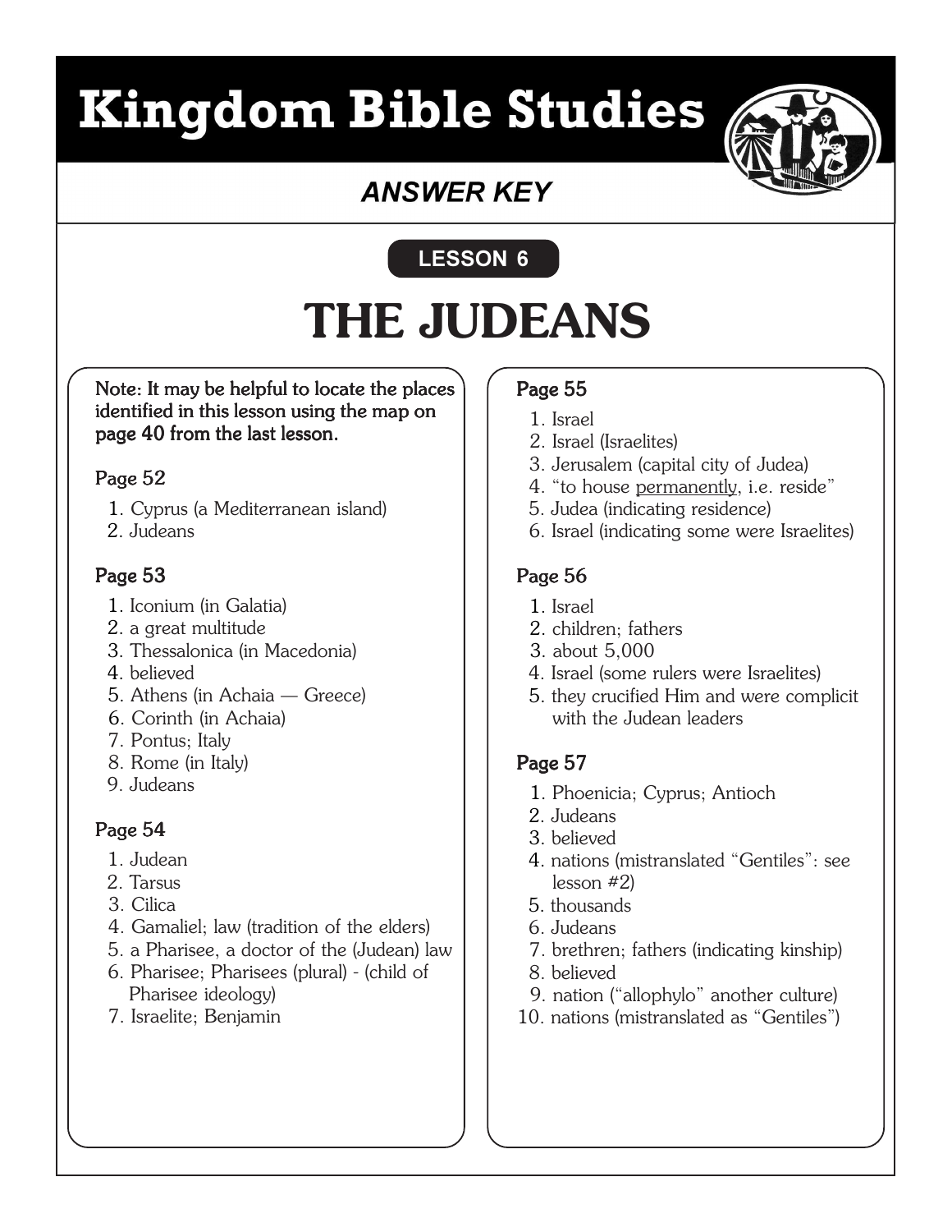# Kingdom Bible Studies

## *ANSWER KEY*

**LESSON 6**

# THE JUDEANS

**Note: It may be helpful to locate the places identified in this lesson using the map on page 40 from the last lesson.**

### Page 52

1. Cyprus (a Mediterranean island)
2. Judeans

### Page 53

1. Iconium (in Galatia)
2. a great multitude
3. Thessalonica (in Macedonia)
4. believed
5. Athens (in Achaia — Greece)
6. Corinth (in Achaia)
7. Pontus; Italy
8. Rome (in Italy)
9. Judeans

### Page 54

1. Judean
2. Tarsus
3. Cilica
4. Gamaliel; law (tradition of the elders)
5. a Pharisee, a doctor of the (Judean) law
6. Pharisee; Pharisees (plural) - (child of Pharisee ideology)
7. Israelite; Benjamin

### Page 55

1. Israel
2. Israel (Israelites)
3. Jerusalem (capital city of Judea)
4. "to house <u>permanently</u>, i.e. reside"
5. Judea (indicating residence)
6. Israel (indicating some were Israelites)

### Page 56

1. Israel
2. children; fathers
3. about 5,000
4. Israel (some rulers were Israelites)
5. they crucified Him and were complicit with the Judean leaders

### Page 57

1. Phoenicia; Cyprus; Antioch
2. Judeans
3. believed
4. nations (mistranslated "Gentiles": see lesson #2)
5. thousands
6. Judeans
7. brethren; fathers (indicating kinship)
8. believed
9. nation ("allophylo" another culture)
10. nations (mistranslated as "Gentiles")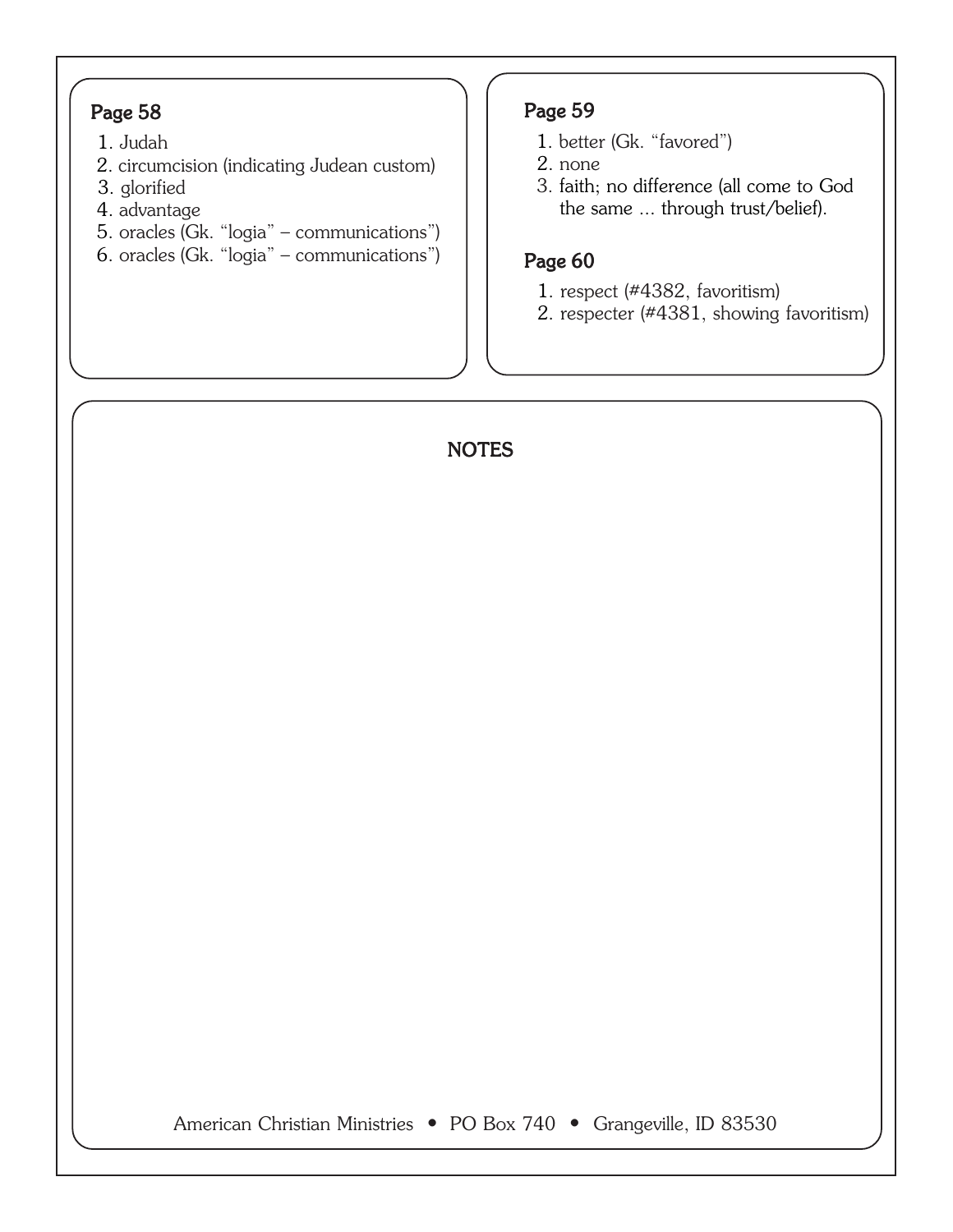## Page 58

1. Judah
2. circumcision (indicating Judean custom)
3. glorified
4. advantage
5. oracles (Gk. "logia" – communications")
6. oracles (Gk. "logia" – communications")

## Page 59

1. better (Gk. "favored")
2. none
3. faith; no difference (all come to God the same ... through trust/belief).

## Page 60

1. respect (#4382, favoritism)
2. respecter (#4381, showing favoritism)

## NOTES

American Christian Ministries • PO Box 740 • Grangeville, ID 83530